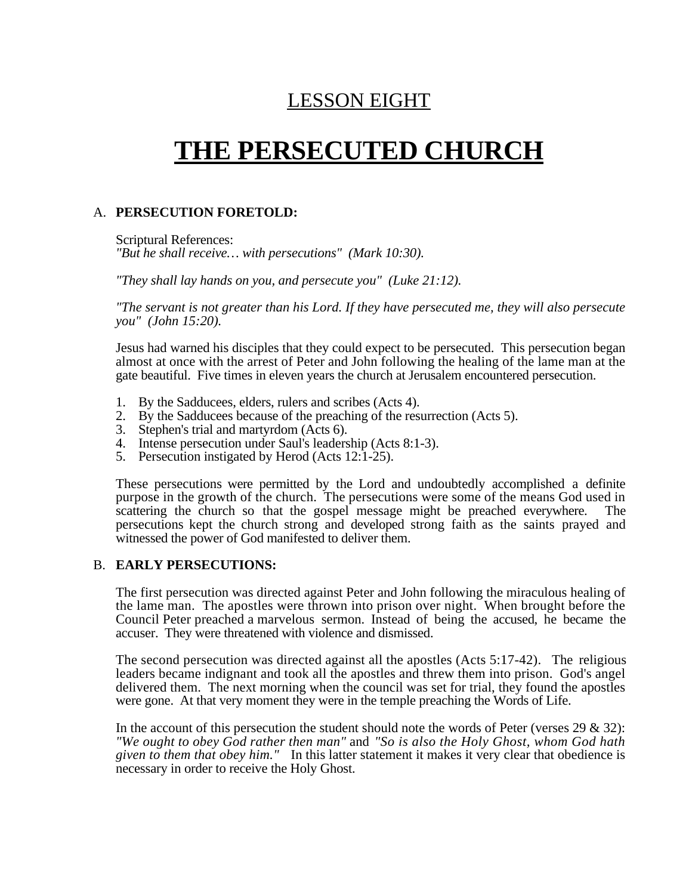# LESSON EIGHT

# THE PERSECUTED CHURCH

## A. PERSECUTION FORETOLD:

Scriptural References:
*"But he shall receive… with persecutions" (Mark 10:30).*

*"They shall lay hands on you, and persecute you" (Luke 21:12).*

*"The servant is not greater than his Lord. If they have persecuted me, they will also persecute you" (John 15:20).*

Jesus had warned his disciples that they could expect to be persecuted. This persecution began almost at once with the arrest of Peter and John following the healing of the lame man at the gate beautiful. Five times in eleven years the church at Jerusalem encountered persecution.

1. By the Sadducees, elders, rulers and scribes (Acts 4).
2. By the Sadducees because of the preaching of the resurrection (Acts 5).
3. Stephen's trial and martyrdom (Acts 6).
4. Intense persecution under Saul's leadership (Acts 8:1-3).
5. Persecution instigated by Herod (Acts 12:1-25).

These persecutions were permitted by the Lord and undoubtedly accomplished a definite purpose in the growth of the church. The persecutions were some of the means God used in scattering the church so that the gospel message might be preached everywhere. The persecutions kept the church strong and developed strong faith as the saints prayed and witnessed the power of God manifested to deliver them.

## B. EARLY PERSECUTIONS:

The first persecution was directed against Peter and John following the miraculous healing of the lame man. The apostles were thrown into prison over night. When brought before the Council Peter preached a marvelous sermon. Instead of being the accused, he became the accuser. They were threatened with violence and dismissed.

The second persecution was directed against all the apostles (Acts 5:17-42). The religious leaders became indignant and took all the apostles and threw them into prison. God's angel delivered them. The next morning when the council was set for trial, they found the apostles were gone. At that very moment they were in the temple preaching the Words of Life.

In the account of this persecution the student should note the words of Peter (verses 29 & 32): *"We ought to obey God rather then man"* and *"So is also the Holy Ghost, whom God hath given to them that obey him."* In this latter statement it makes it very clear that obedience is necessary in order to receive the Holy Ghost.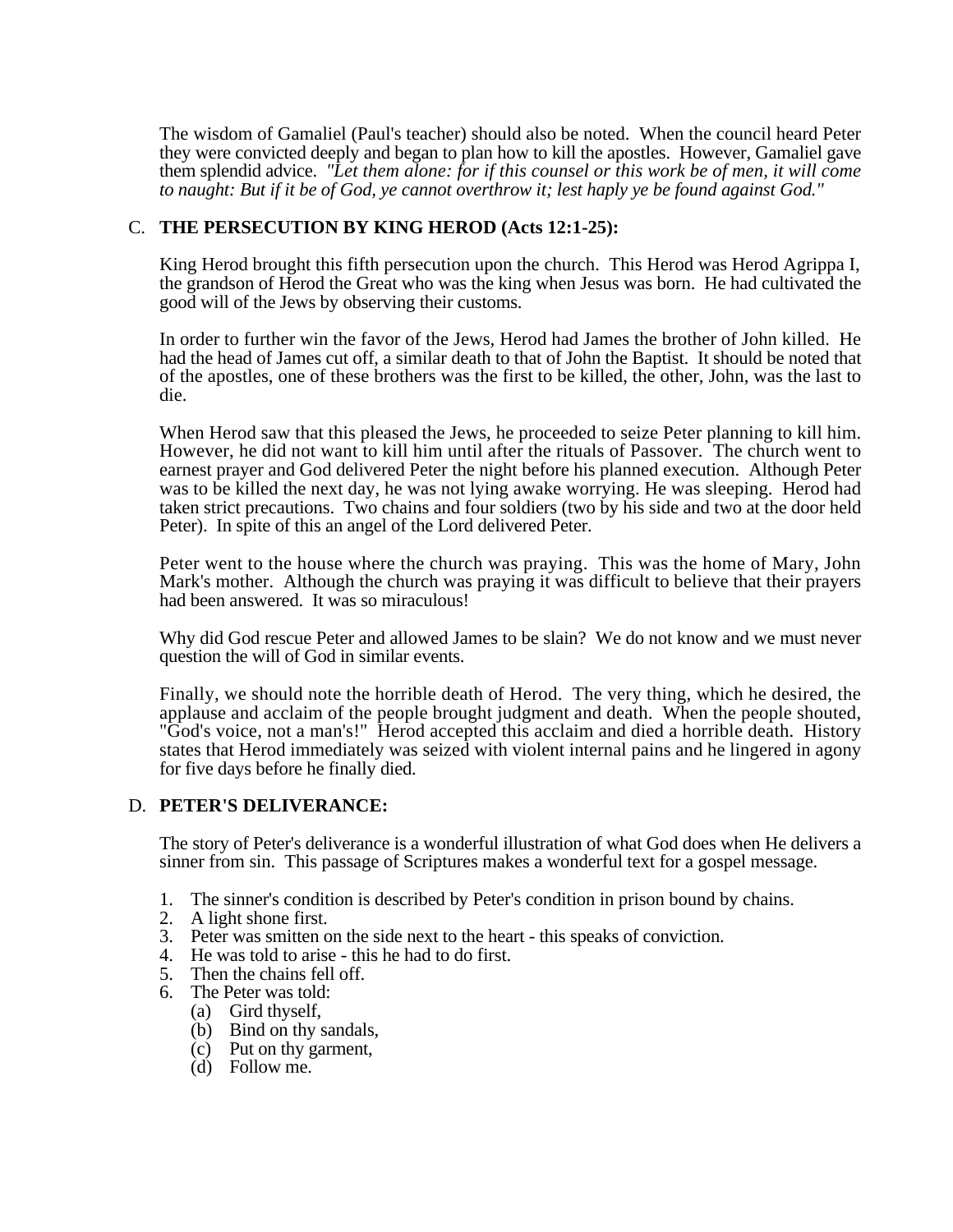The wisdom of Gamaliel (Paul's teacher) should also be noted. When the council heard Peter they were convicted deeply and began to plan how to kill the apostles. However, Gamaliel gave them splendid advice. *"Let them alone: for if this counsel or this work be of men, it will come to naught: But if it be of God, ye cannot overthrow it; lest haply ye be found against God."*

C. **THE PERSECUTION BY KING HEROD (Acts 12:1-25):**

King Herod brought this fifth persecution upon the church. This Herod was Herod Agrippa I, the grandson of Herod the Great who was the king when Jesus was born. He had cultivated the good will of the Jews by observing their customs.

In order to further win the favor of the Jews, Herod had James the brother of John killed. He had the head of James cut off, a similar death to that of John the Baptist. It should be noted that of the apostles, one of these brothers was the first to be killed, the other, John, was the last to die.

When Herod saw that this pleased the Jews, he proceeded to seize Peter planning to kill him. However, he did not want to kill him until after the rituals of Passover. The church went to earnest prayer and God delivered Peter the night before his planned execution. Although Peter was to be killed the next day, he was not lying awake worrying. He was sleeping. Herod had taken strict precautions. Two chains and four soldiers (two by his side and two at the door held Peter). In spite of this an angel of the Lord delivered Peter.

Peter went to the house where the church was praying. This was the home of Mary, John Mark's mother. Although the church was praying it was difficult to believe that their prayers had been answered. It was so miraculous!

Why did God rescue Peter and allowed James to be slain? We do not know and we must never question the will of God in similar events.

Finally, we should note the horrible death of Herod. The very thing, which he desired, the applause and acclaim of the people brought judgment and death. When the people shouted, "God's voice, not a man's!" Herod accepted this acclaim and died a horrible death. History states that Herod immediately was seized with violent internal pains and he lingered in agony for five days before he finally died.

D. **PETER'S DELIVERANCE:**

The story of Peter's deliverance is a wonderful illustration of what God does when He delivers a sinner from sin. This passage of Scriptures makes a wonderful text for a gospel message.

1. The sinner's condition is described by Peter's condition in prison bound by chains.
2. A light shone first.
3. Peter was smitten on the side next to the heart - this speaks of conviction.
4. He was told to arise - this he had to do first.
5. Then the chains fell off.
6. The Peter was told:
   (a) Gird thyself,
   (b) Bind on thy sandals,
   (c) Put on thy garment,
   (d) Follow me.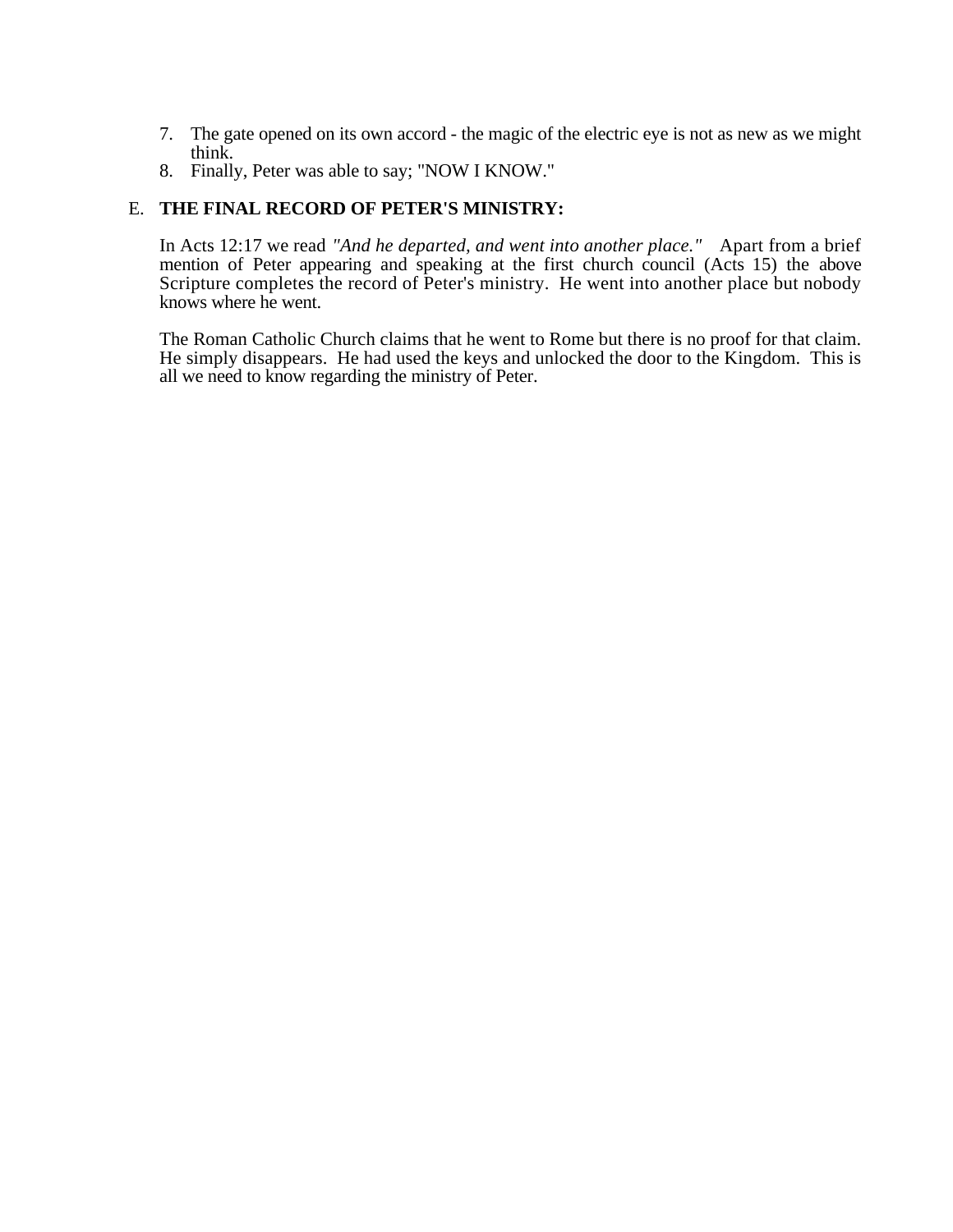7. The gate opened on its own accord - the magic of the electric eye is not as new as we might think.
8. Finally, Peter was able to say; "NOW I KNOW."

E. **THE FINAL RECORD OF PETER'S MINISTRY:**

In Acts 12:17 we read *"And he departed, and went into another place."* Apart from a brief mention of Peter appearing and speaking at the first church council (Acts 15) the above Scripture completes the record of Peter's ministry. He went into another place but nobody knows where he went.

The Roman Catholic Church claims that he went to Rome but there is no proof for that claim. He simply disappears. He had used the keys and unlocked the door to the Kingdom. This is all we need to know regarding the ministry of Peter.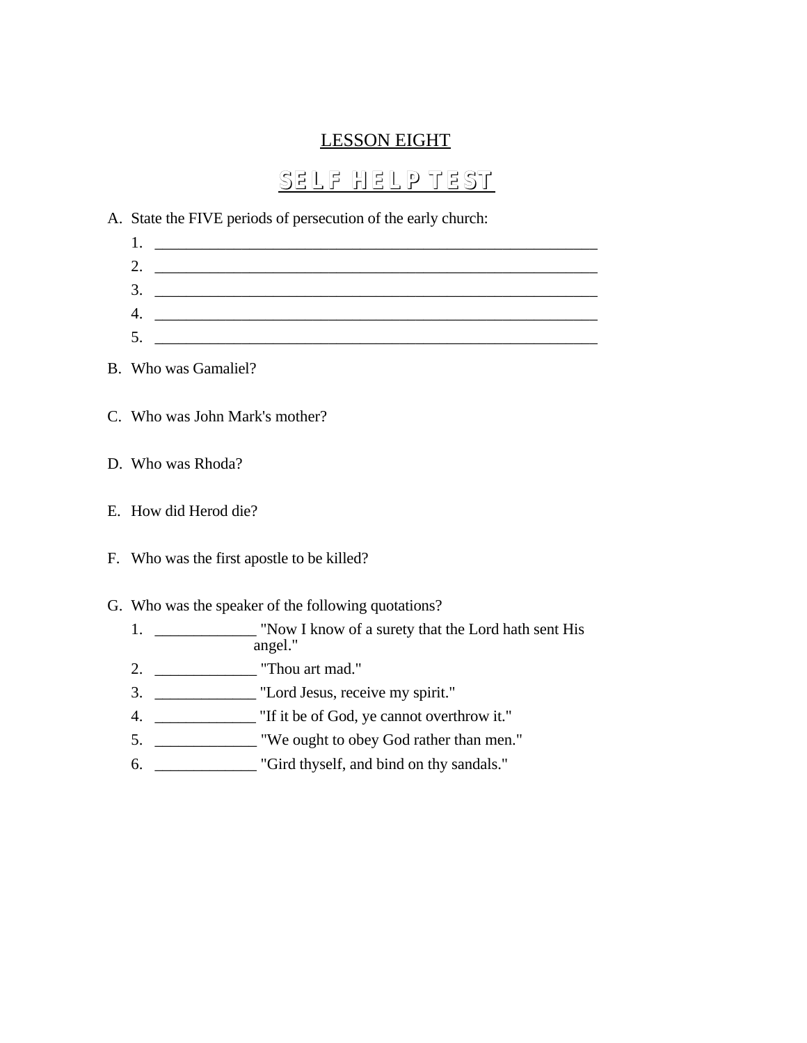## LESSON EIGHT

## SELF HELP TEST

A. State the FIVE periods of persecution of the early church:

1. ____________________________________________________________
2. ____________________________________________________________
3. ____________________________________________________________
4. ____________________________________________________________
5. ____________________________________________________________

B. Who was Gamaliel?

C. Who was John Mark's mother?

D. Who was Rhoda?

E. How did Herod die?

F. Who was the first apostle to be killed?

G. Who was the speaker of the following quotations?

1. _____________ "Now I know of a surety that the Lord hath sent His angel."
2. _____________ "Thou art mad."
3. _____________ "Lord Jesus, receive my spirit."
4. _____________ "If it be of God, ye cannot overthrow it."
5. _____________ "We ought to obey God rather than men."
6. _____________ "Gird thyself, and bind on thy sandals."